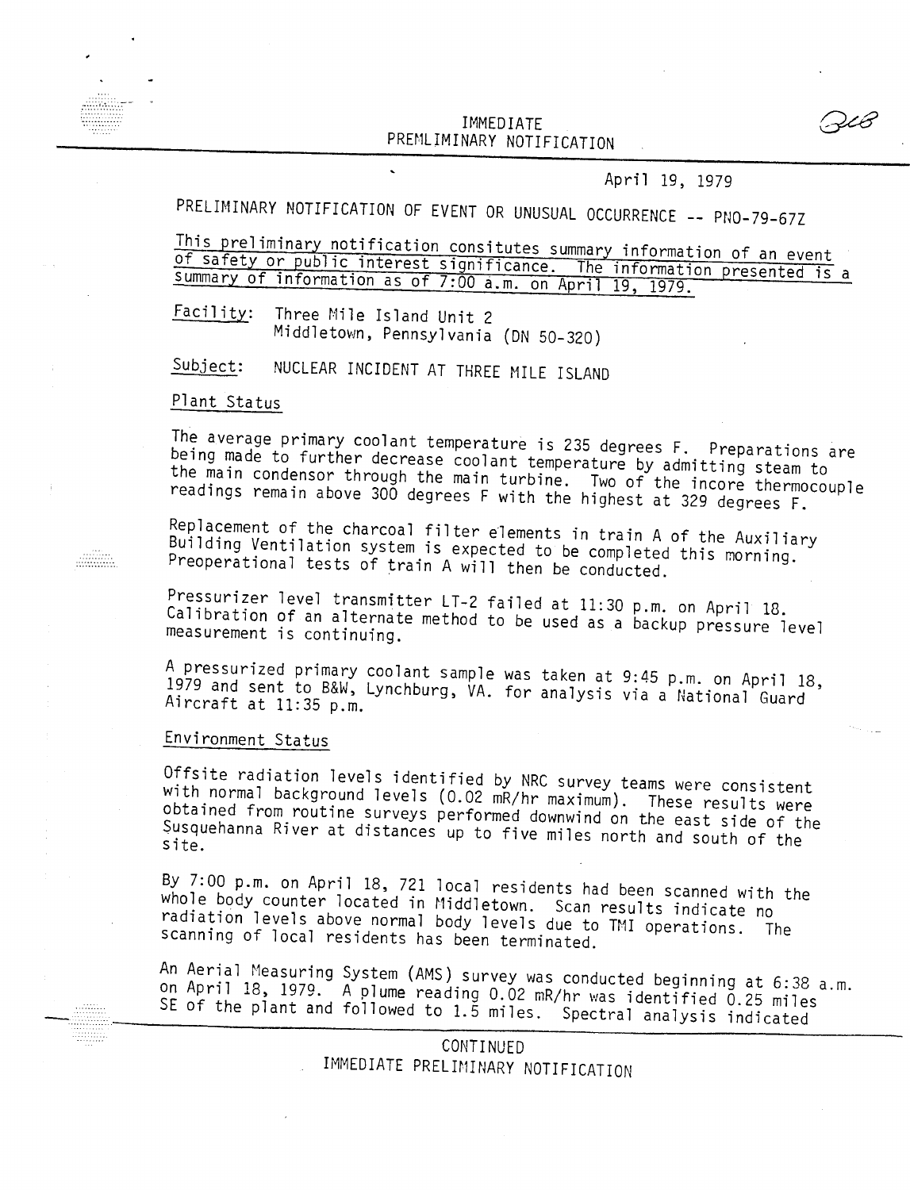IMMEDIATE
PREMLIMINARY NOTIFICATION

April 19, 1979

PRELIMINARY NOTIFICATION OF EVENT OR UNUSUAL OCCURRENCE -- PNO-79-67Z

<u>This preliminary notification consitutes summary information of an event of safety or public interest significance. The information presented is a summary of information as of 7:00 a.m. on April 19, 1979.</u>

<u>Facility</u>: Three Mile Island Unit 2
Middletown, Pennsylvania (DN 50-320)

<u>Subject</u>: NUCLEAR INCIDENT AT THREE MILE ISLAND

<u>Plant Status</u>

The average primary coolant temperature is 235 degrees F. Preparations are being made to further decrease coolant temperature by admitting steam to the main condensor through the main turbine. Two of the incore thermocouple readings remain above 300 degrees F with the highest at 329 degrees F.

Replacement of the charcoal filter elements in train A of the Auxiliary Building Ventilation system is expected to be completed this morning. Preoperational tests of train A will then be conducted.

Pressurizer level transmitter LT-2 failed at 11:30 p.m. on April 18. Calibration of an alternate method to be used as a backup pressure level measurement is continuing.

A pressurized primary coolant sample was taken at 9:45 p.m. on April 18, 1979 and sent to B&W, Lynchburg, VA. for analysis via a National Guard Aircraft at 11:35 p.m.

<u>Environment Status</u>

Offsite radiation levels identified by NRC survey teams were consistent with normal background levels (0.02 mR/hr maximum). These results were obtained from routine surveys performed downwind on the east side of the Susquehanna River at distances up to five miles north and south of the site.

By 7:00 p.m. on April 18, 721 local residents had been scanned with the whole body counter located in Middletown. Scan results indicate no radiation levels above normal body levels due to TMI operations. The scanning of local residents has been terminated.

An Aerial Measuring System (AMS) survey was conducted beginning at 6:38 a.m. on April 18, 1979. A plume reading 0.02 mR/hr was identified 0.25 miles SE of the plant and followed to 1.5 miles. Spectral analysis indicated

CONTINUED
IMMEDIATE PRELIMINARY NOTIFICATION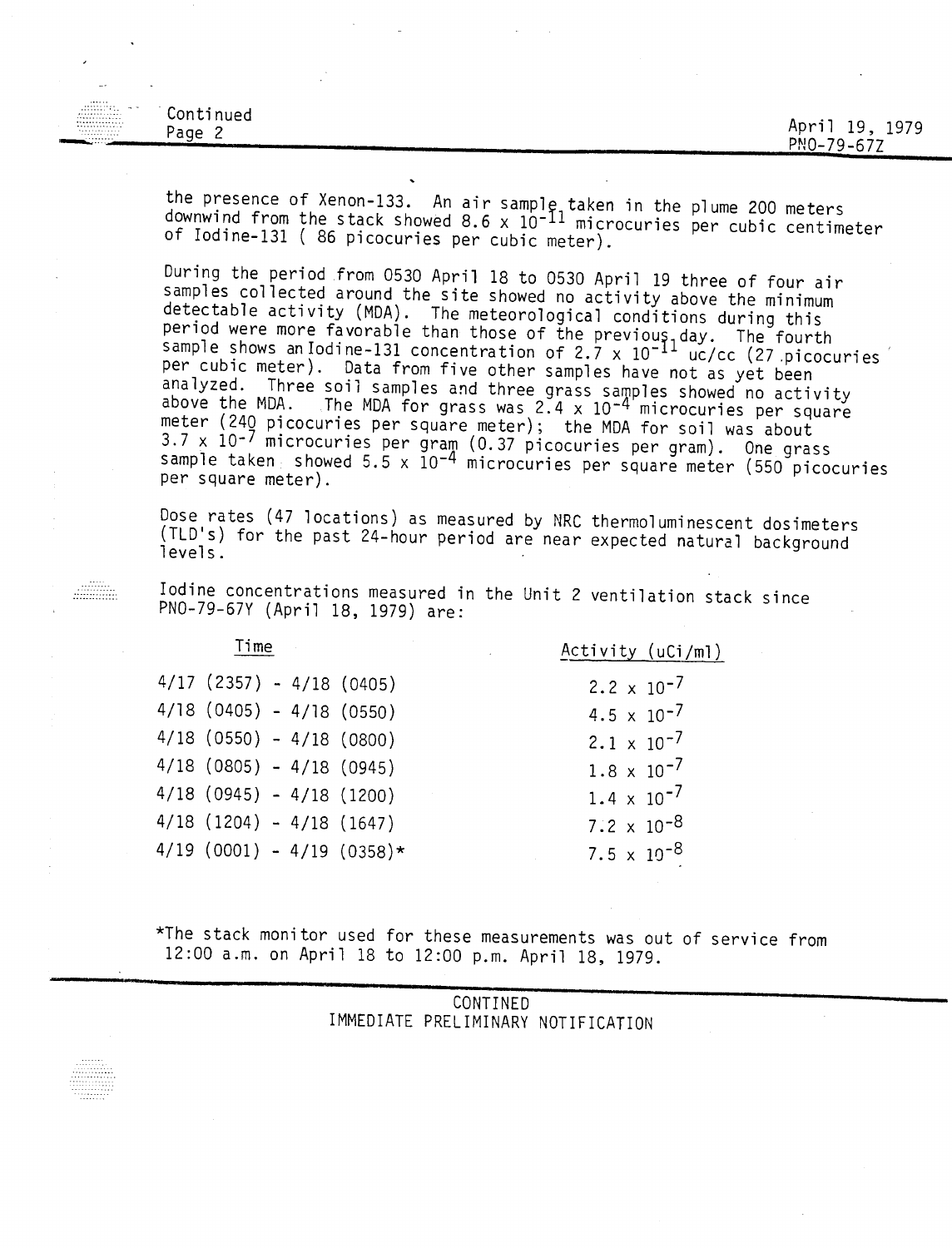the presence of Xenon-133. An air sample taken in the plume 200 meters downwind from the stack showed $8.6 \times 10^{-11}$ microcuries per cubic centimeter of Iodine-131 ( 86 picocuries per cubic meter).

During the period from 0530 April 18 to 0530 April 19 three of four air samples collected around the site showed no activity above the minimum detectable activity (MDA). The meteorological conditions during this period were more favorable than those of the previous day. The fourth sample shows an Iodine-131 concentration of $2.7 \times 10^{-11}$ uc/cc (27 picocuries per cubic meter). Data from five other samples have not as yet been analyzed. Three soil samples and three grass samples showed no activity above the MDA. The MDA for grass was $2.4 \times 10^{-4}$ microcuries per square meter (240 picocuries per square meter); the MDA for soil was about $3.7 \times 10^{-7}$ microcuries per gram (0.37 picocuries per gram). One grass sample taken showed $5.5 \times 10^{-4}$ microcuries per square meter (550 picocuries per square meter).

Dose rates (47 locations) as measured by NRC thermoluminescent dosimeters (TLD's) for the past 24-hour period are near expected natural background levels.

Iodine concentrations measured in the Unit 2 ventilation stack since PNO-79-67Y (April 18, 1979) are:

| Time | Activity (uCi/ml) |
|---|---|
| 4/17 (2357) - 4/18 (0405) | $2.2 \times 10^{-7}$ |
| 4/18 (0405) - 4/18 (0550) | $4.5 \times 10^{-7}$ |
| 4/18 (0550) - 4/18 (0800) | $2.1 \times 10^{-7}$ |
| 4/18 (0805) - 4/18 (0945) | $1.8 \times 10^{-7}$ |
| 4/18 (0945) - 4/18 (1200) | $1.4 \times 10^{-7}$ |
| 4/18 (1204) - 4/18 (1647) | $7.2 \times 10^{-8}$ |
| 4/19 (0001) - 4/19 (0358)* | $7.5 \times 10^{-8}$ |

*The stack monitor used for these measurements was out of service from 12:00 a.m. on April 18 to 12:00 p.m. April 18, 1979.

CONTINED
IMMEDIATE PRELIMINARY NOTIFICATION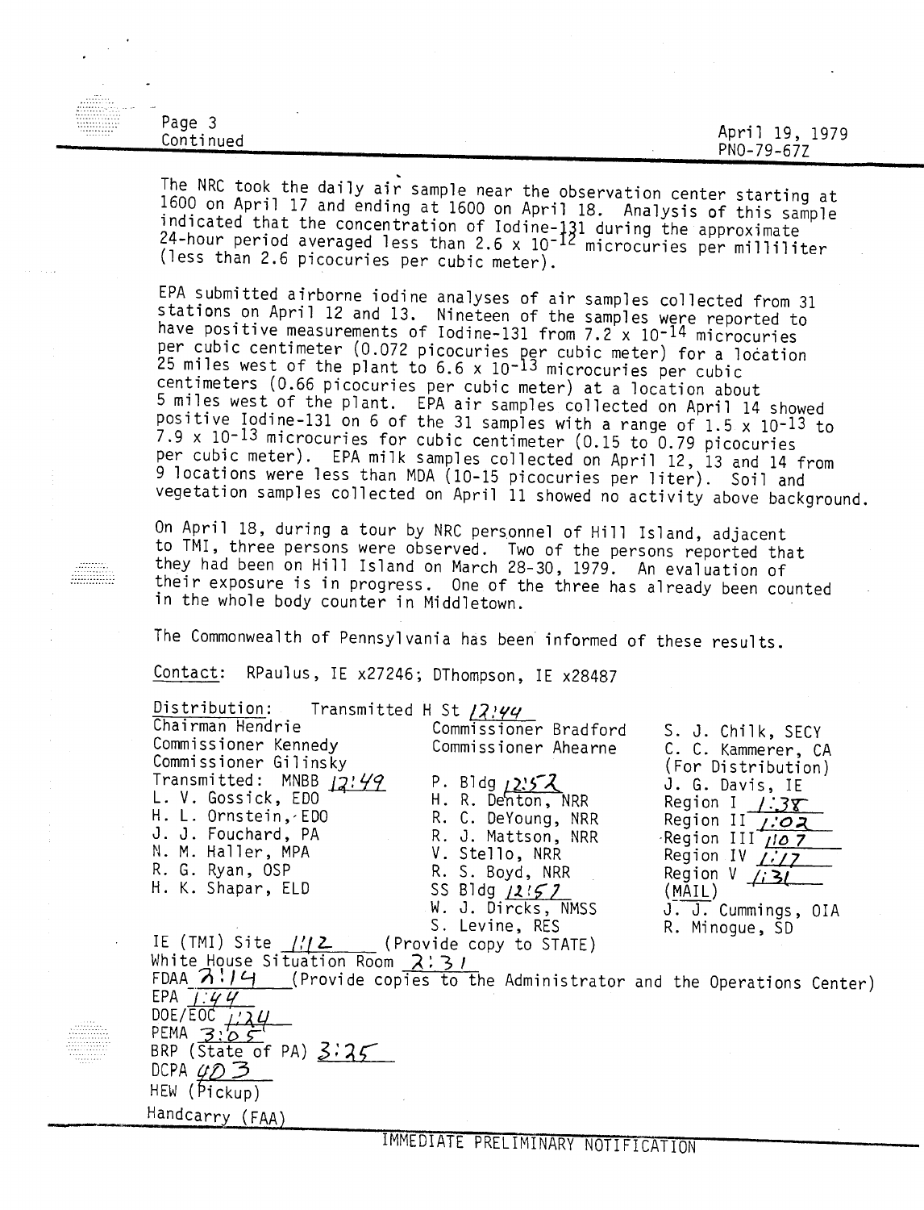Page 3
Continued

April 19, 1979
PNO-79-67Z

The NRC took the daily air sample near the observation center starting at 1600 on April 17 and ending at 1600 on April 18. Analysis of this sample indicated that the concentration of Iodine-131 during the approximate 24-hour period averaged less than $2.6 \times 10^{-12}$ microcuries per milliliter (less than 2.6 picocuries per cubic meter).

EPA submitted airborne iodine analyses of air samples collected from 31 stations on April 12 and 13. Nineteen of the samples were reported to have positive measurements of Iodine-131 from $7.2 \times 10^{-14}$ microcuries per cubic centimeter (0.072 picocuries per cubic meter) for a location 25 miles west of the plant to $6.6 \times 10^{-13}$ microcuries per cubic centimeters (0.66 picocuries per cubic meter) at a location about 5 miles west of the plant. EPA air samples collected on April 14 showed positive Iodine-131 on 6 of the 31 samples with a range of $1.5 \times 10^{-13}$ to $7.9 \times 10^{-13}$ microcuries for cubic centimeter (0.15 to 0.79 picocuries per cubic meter). EPA milk samples collected on April 12, 13 and 14 from 9 locations were less than MDA (10-15 picocuries per liter). Soil and vegetation samples collected on April 11 showed no activity above background.

On April 18, during a tour by NRC personnel of Hill Island, adjacent to TMI, three persons were observed. Two of the persons reported that they had been on Hill Island on March 28-30, 1979. An evaluation of their exposure is in progress. One of the three has already been counted in the whole body counter in Middletown.

The Commonwealth of Pennsylvania has been informed of these results.

Contact: RPaulus, IE x27246; DThompson, IE x28487

Distribution: Transmitted H St 12:44

Chairman Hendrie
Commissioner Kennedy
Commissioner Gilinsky
Commissioner Bradford
Commissioner Ahearne
S. J. Chilk, SECY
C. C. Kammerer, CA
(For Distribution)

Transmitted: MNBB 12:49
L. V. Gossick, EDO
H. L. Ornstein, EDO
J. J. Fouchard, PA
N. M. Haller, MPA
R. G. Ryan, OSP
H. K. Shapar, ELD

P. Bldg 12:52
H. R. Denton, NRR
R. C. DeYoung, NRR
R. J. Mattson, NRR
V. Stello, NRR
R. S. Boyd, NRR

SS Bldg 12:57
W. J. Dircks, NMSS
S. Levine, RES

J. G. Davis, IE
Region I 1:38
Region II 1:02
Region III 1:07
Region IV 1:17
Region V 1:31
(MAIL)
J. J. Cummings, OIA
R. Minogue, SD

IE (TMI) Site 1:12 (Provide copy to STATE)
White House Situation Room 2:31
FDAA 2:14 (Provide copies to the Administrator and the Operations Center)
EPA 1:44
DOE/EOC 1:24
PEMA 3:05
BRP (State of PA) 3:25
DCPA 4:03
HEW (Pickup)
Handcarry (FAA)

IMMEDIATE PRELIMINARY NOTIFICATION